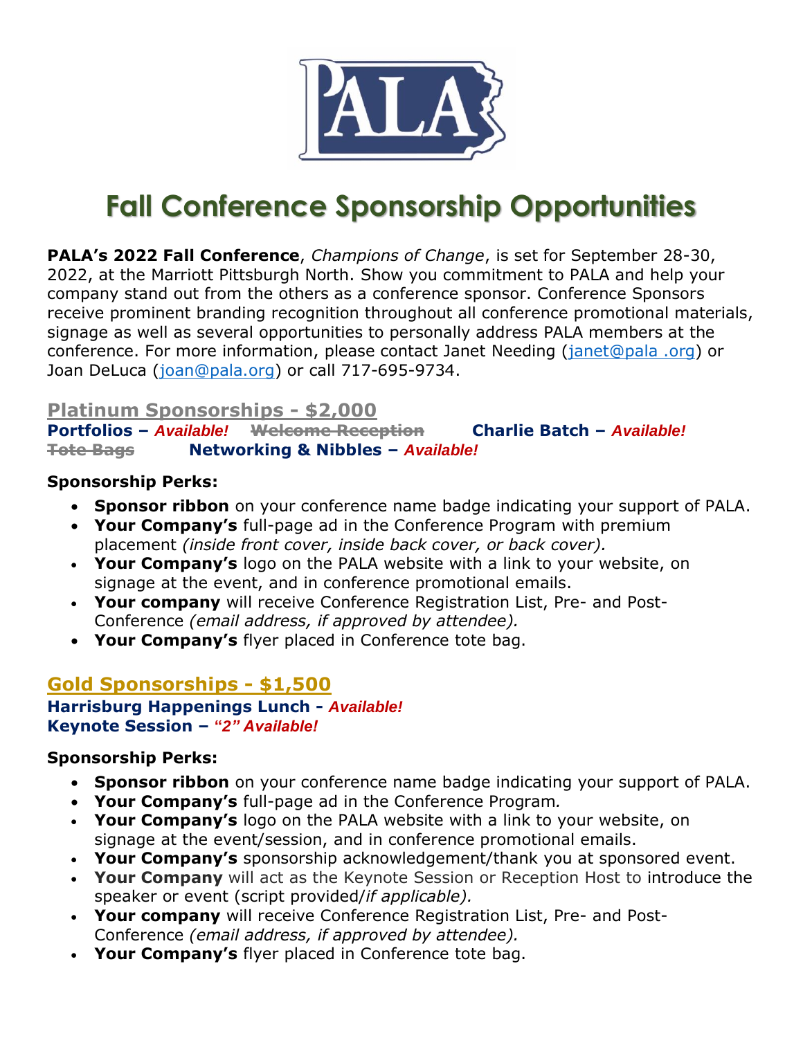PALA

# Fall Conference Sponsorship Opportunities

**PALA's 2022 Fall Conference**, *Champions of Change*, is set for September 28-30, 2022, at the Marriott Pittsburgh North. Show you commitment to PALA and help your company stand out from the others as a conference sponsor. Conference Sponsors receive prominent branding recognition throughout all conference promotional materials, signage as well as several opportunities to personally address PALA members at the conference. For more information, please contact Janet Needing (janet@pala .org) or Joan DeLuca (joan@pala.org) or call 717-695-9734.

## Platinum Sponsorships - $2,000

**Portfolios –** ***Available!*** ~~**Welcome Reception**~~ **Charlie Batch –** ***Available!***
~~**Tote Bags**~~ **Networking & Nibbles –** ***Available!***

**Sponsorship Perks:**

- **Sponsor ribbon** on your conference name badge indicating your support of PALA.
- **Your Company's** full-page ad in the Conference Program with premium placement *(inside front cover, inside back cover, or back cover).*
- **Your Company's** logo on the PALA website with a link to your website, on signage at the event, and in conference promotional emails.
- **Your company** will receive Conference Registration List, Pre- and Post-Conference *(email address, if approved by attendee).*
- **Your Company's** flyer placed in Conference tote bag.

## Gold Sponsorships - $1,500

**Harrisburg Happenings Lunch -** ***Available!***
**Keynote Session –** ***"2" Available!***

**Sponsorship Perks:**

- **Sponsor ribbon** on your conference name badge indicating your support of PALA.
- **Your Company's** full-page ad in the Conference Program*.*
- **Your Company's** logo on the PALA website with a link to your website, on signage at the event/session, and in conference promotional emails.
- **Your Company's** sponsorship acknowledgement/thank you at sponsored event.
- **Your Company** will act as the Keynote Session or Reception Host to introduce the speaker or event (script provided/*if applicable).*
- **Your company** will receive Conference Registration List, Pre- and Post-Conference *(email address, if approved by attendee).*
- **Your Company's** flyer placed in Conference tote bag.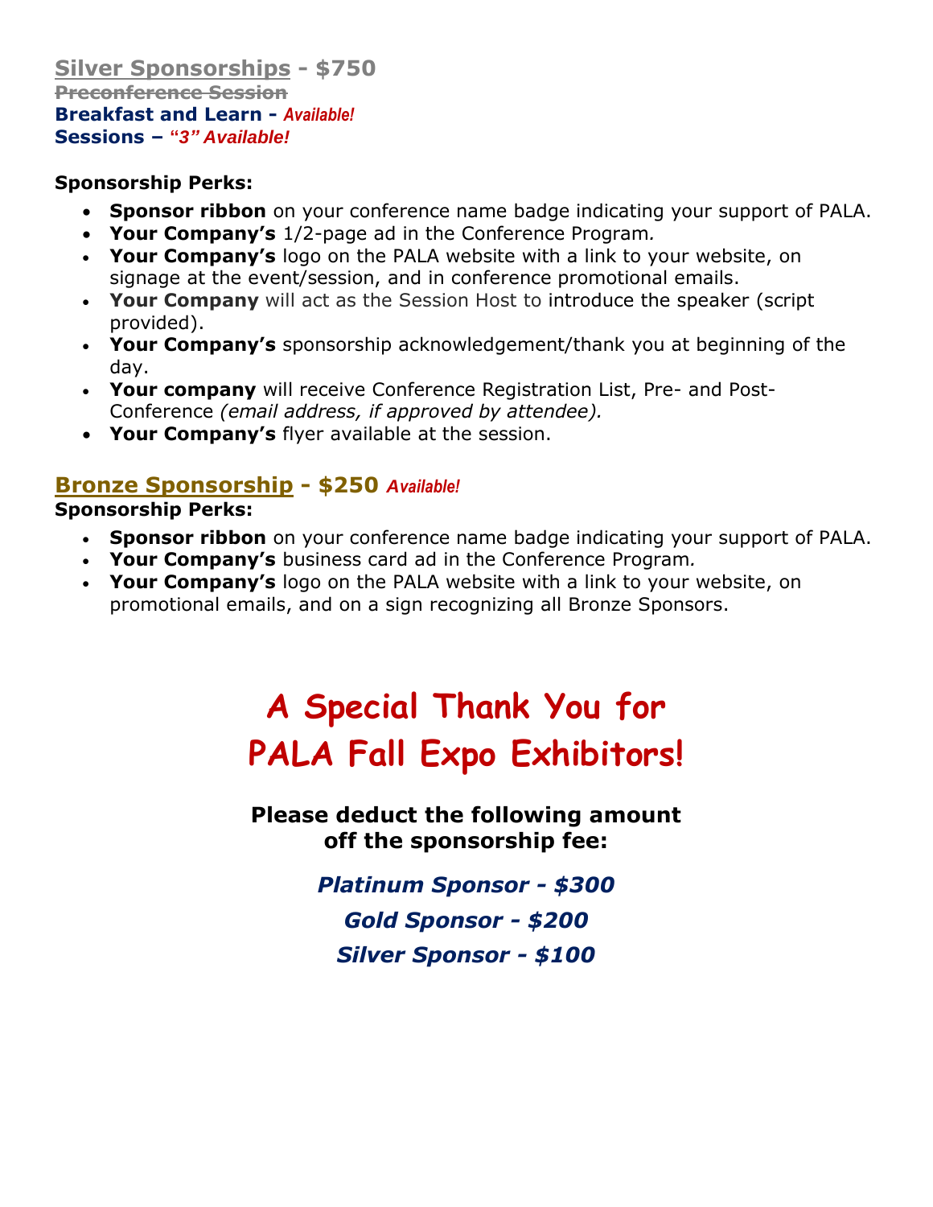## Silver Sponsorships - $750

~~Preconference Session~~

**Breakfast and Learn -** ***Available!***

**Sessions –** ***"3" Available!***

**Sponsorship Perks:**

- **Sponsor ribbon** on your conference name badge indicating your support of PALA.
- **Your Company's** 1/2-page ad in the Conference Program.
- **Your Company's** logo on the PALA website with a link to your website, on signage at the event/session, and in conference promotional emails.
- **Your Company** will act as the Session Host to introduce the speaker (script provided).
- **Your Company's** sponsorship acknowledgement/thank you at beginning of the day.
- **Your company** will receive Conference Registration List, Pre- and Post-Conference *(email address, if approved by attendee).*
- **Your Company's** flyer available at the session.

## Bronze Sponsorship - $250 *Available!*

**Sponsorship Perks:**

- **Sponsor ribbon** on your conference name badge indicating your support of PALA.
- **Your Company's** business card ad in the Conference Program.
- **Your Company's** logo on the PALA website with a link to your website, on promotional emails, and on a sign recognizing all Bronze Sponsors.

# A Special Thank You for PALA Fall Expo Exhibitors!

**Please deduct the following amount off the sponsorship fee:**

***Platinum Sponsor - $300***

***Gold Sponsor - $200***

***Silver Sponsor - $100***